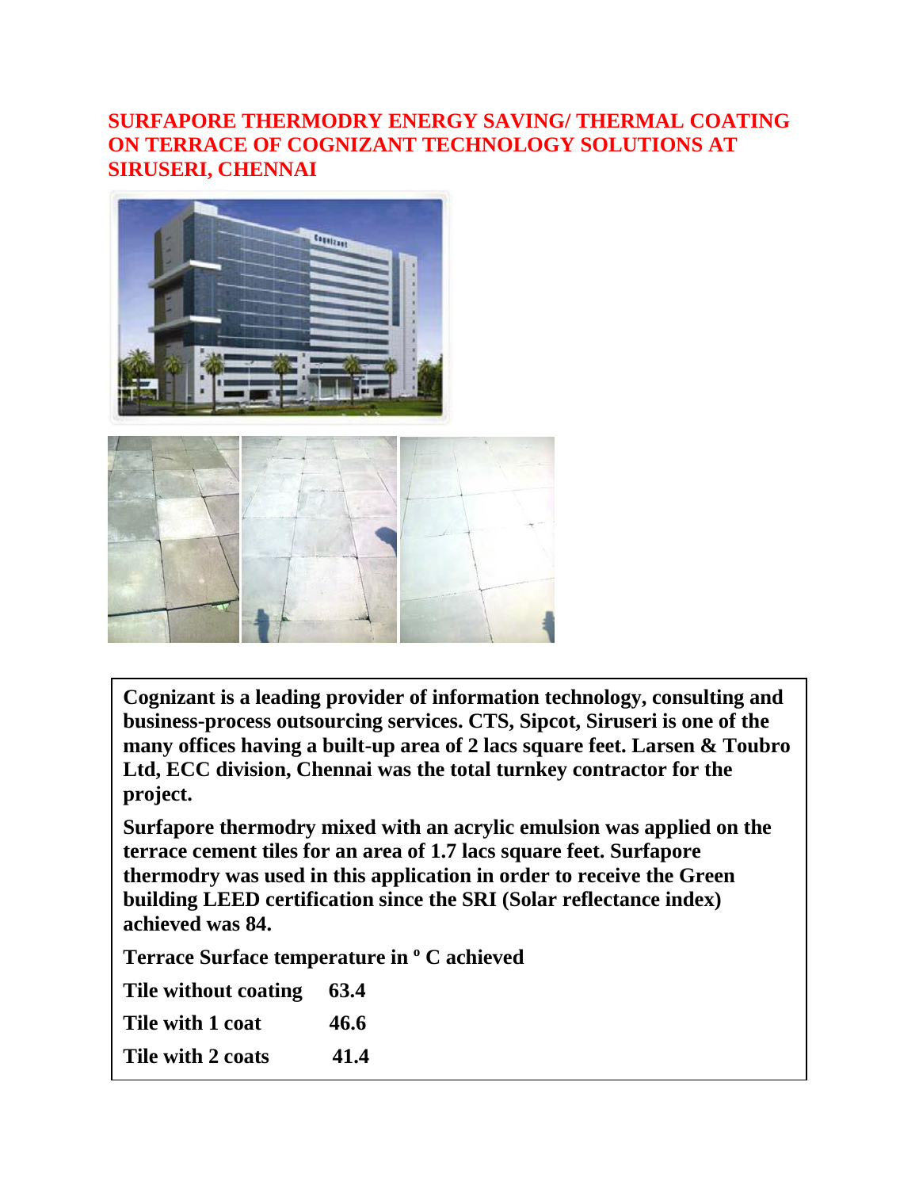# SURFAPORE THERMODRY ENERGY SAVING/ THERMAL COATING ON TERRACE OF COGNIZANT TECHNOLOGY SOLUTIONS AT SIRUSERI, CHENNAI

**Cognizant is a leading provider of information technology, consulting and business-process outsourcing services. CTS, Sipcot, Siruseri is one of the many offices having a built-up area of 2 lacs square feet. Larsen & Toubro Ltd, ECC division, Chennai was the total turnkey contractor for the project.**

**Surfapore thermodry mixed with an acrylic emulsion was applied on the terrace cement tiles for an area of 1.7 lacs square feet. Surfapore thermodry was used in this application in order to receive the Green building LEED certification since the SRI (Solar reflectance index) achieved was 84.**

**Terrace Surface temperature in º C achieved**

| | |
|---|---|
| **Tile without coating** | **63.4** |
| **Tile with 1 coat** | **46.6** |
| **Tile with 2 coats** | **41.4** |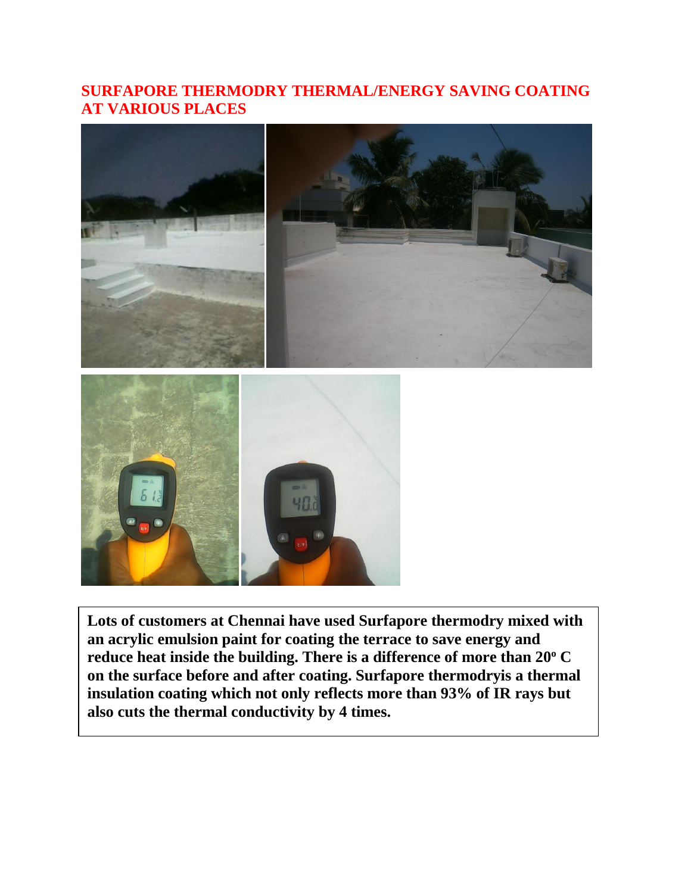## SURFAPORE THERMODRY THERMAL/ENERGY SAVING COATING AT VARIOUS PLACES

**Lots of customers at Chennai have used Surfapore thermodry mixed with an acrylic emulsion paint for coating the terrace to save energy and reduce heat inside the building. There is a difference of more than 20º C on the surface before and after coating. Surfapore thermodryis a thermal insulation coating which not only reflects more than 93% of IR rays but also cuts the thermal conductivity by 4 times.**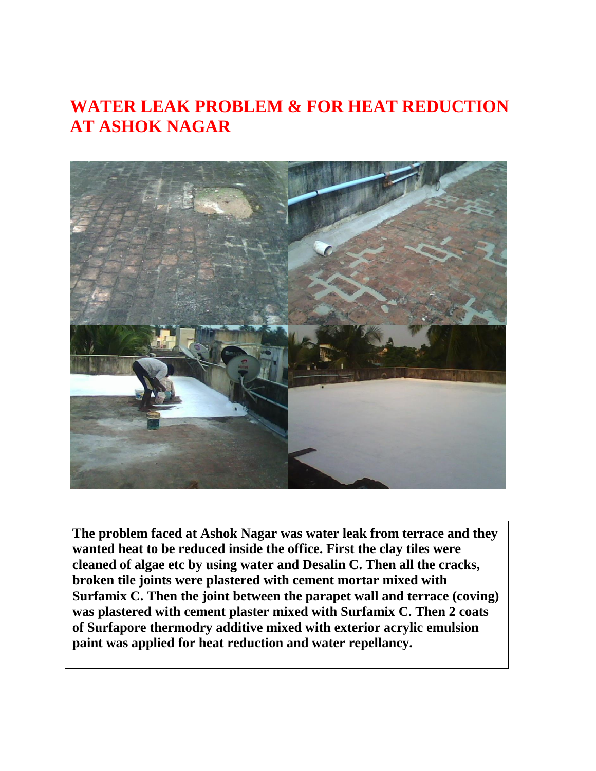# WATER LEAK PROBLEM & FOR HEAT REDUCTION AT ASHOK NAGAR

**The problem faced at Ashok Nagar was water leak from terrace and they wanted heat to be reduced inside the office. First the clay tiles were cleaned of algae etc by using water and Desalin C. Then all the cracks, broken tile joints were plastered with cement mortar mixed with Surfamix C. Then the joint between the parapet wall and terrace (coving) was plastered with cement plaster mixed with Surfamix C. Then 2 coats of Surfapore thermodry additive mixed with exterior acrylic emulsion paint was applied for heat reduction and water repellancy.**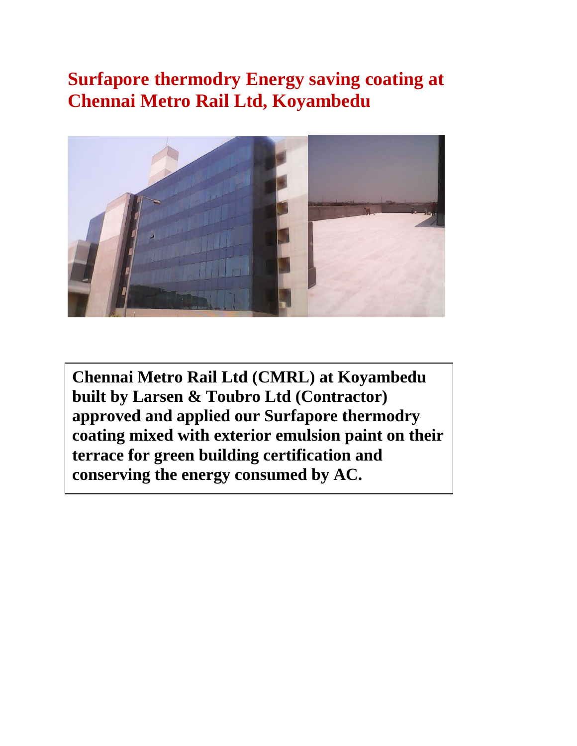# Surfapore thermodry Energy saving coating at Chennai Metro Rail Ltd, Koyambedu

**Chennai Metro Rail Ltd (CMRL) at Koyambedu built by Larsen & Toubro Ltd (Contractor) approved and applied our Surfapore thermodry coating mixed with exterior emulsion paint on their terrace for green building certification and conserving the energy consumed by AC.**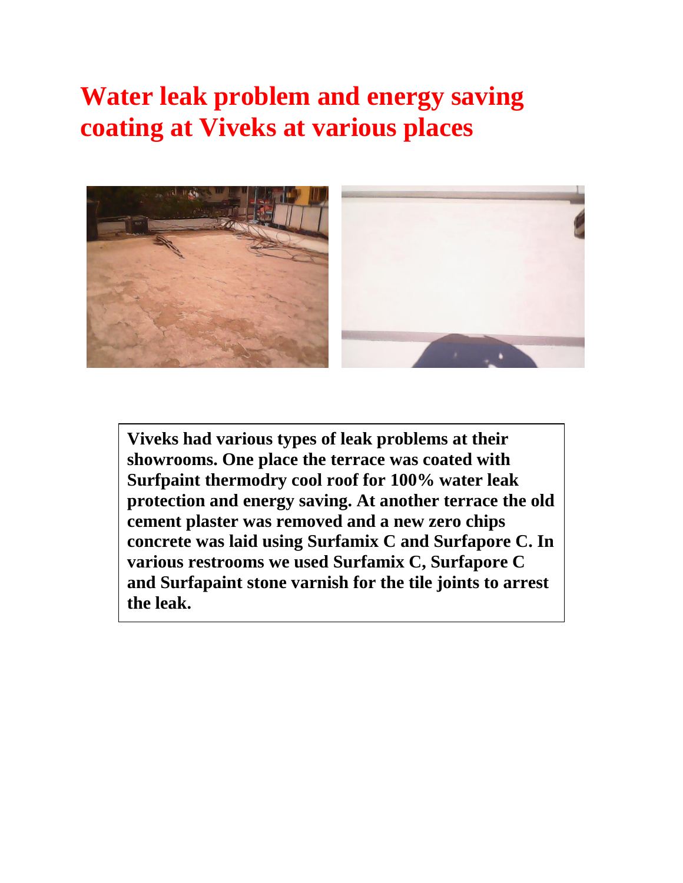# Water leak problem and energy saving coating at Viveks at various places

**Viveks had various types of leak problems at their showrooms. One place the terrace was coated with Surfpaint thermodry cool roof for 100% water leak protection and energy saving. At another terrace the old cement plaster was removed and a new zero chips concrete was laid using Surfamix C and Surfapore C. In various restrooms we used Surfamix C, Surfapore C and Surfapaint stone varnish for the tile joints to arrest the leak.**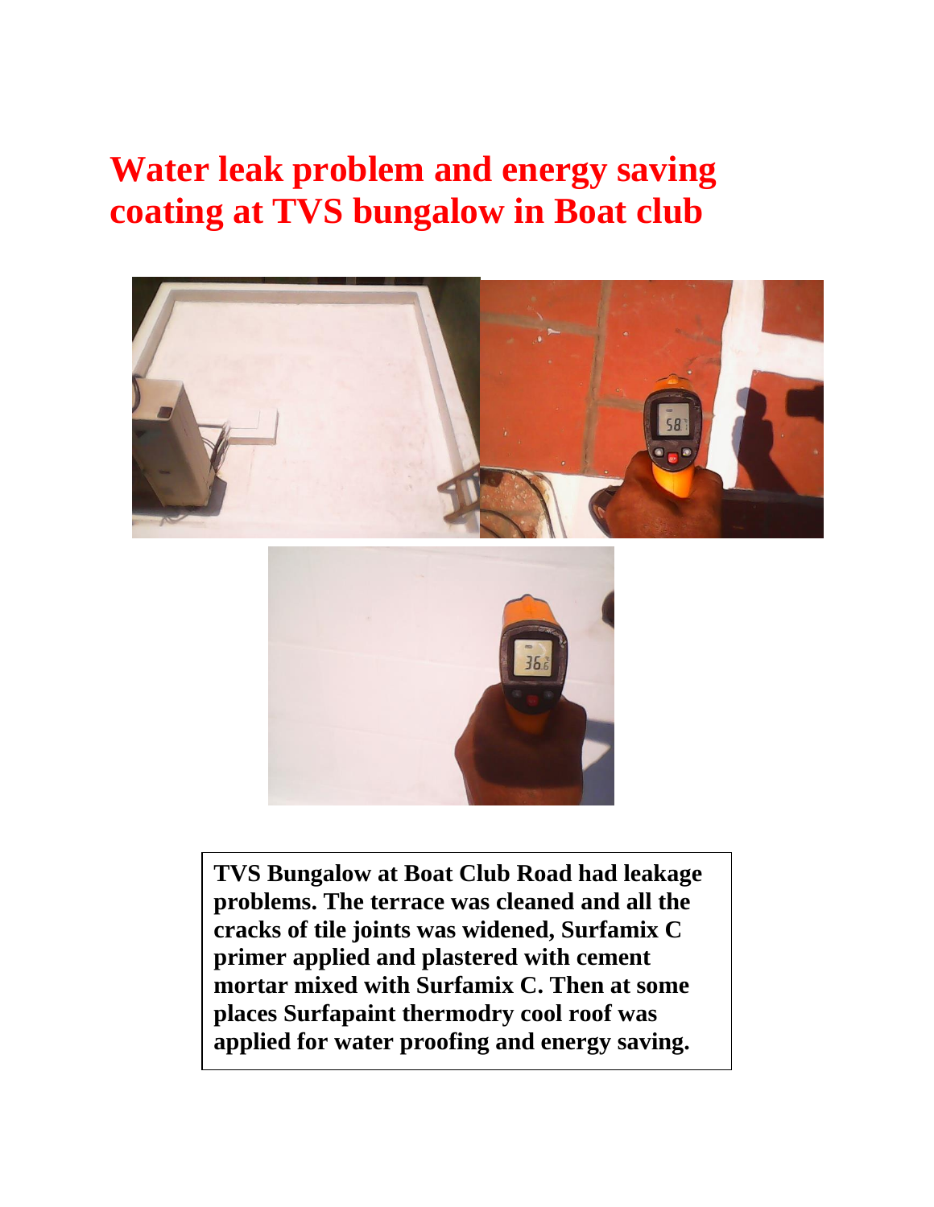# Water leak problem and energy saving coating at TVS bungalow in Boat club

**TVS Bungalow at Boat Club Road had leakage problems. The terrace was cleaned and all the cracks of tile joints was widened, Surfamix C primer applied and plastered with cement mortar mixed with Surfamix C. Then at some places Surfapaint thermodry cool roof was applied for water proofing and energy saving.**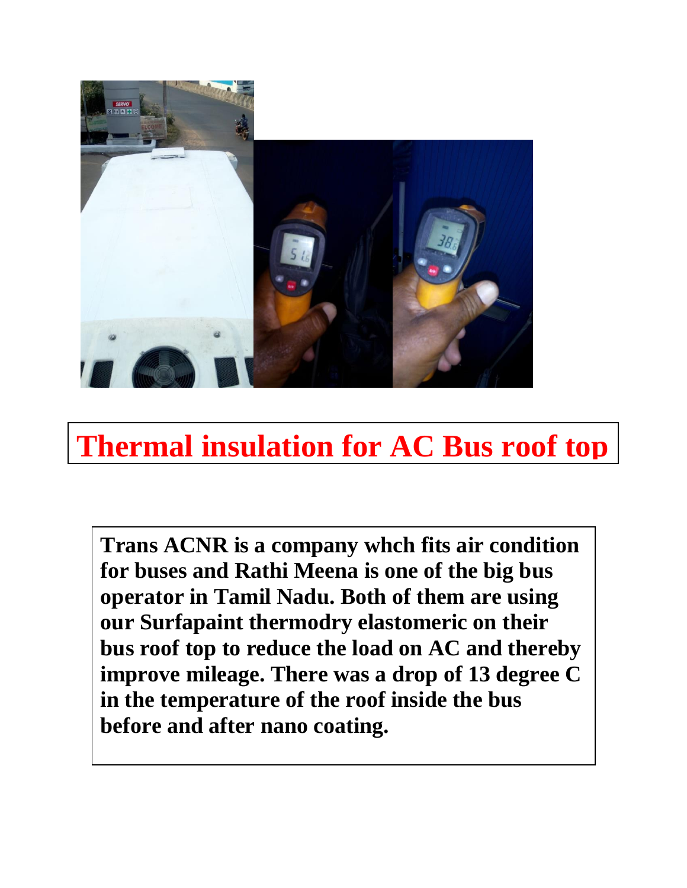# Thermal insulation for AC Bus roof top

**Trans ACNR is a company whch fits air condition for buses and Rathi Meena is one of the big bus operator in Tamil Nadu. Both of them are using our Surfapaint thermodry elastomeric on their bus roof top to reduce the load on AC and thereby improve mileage. There was a drop of 13 degree C in the temperature of the roof inside the bus before and after nano coating.**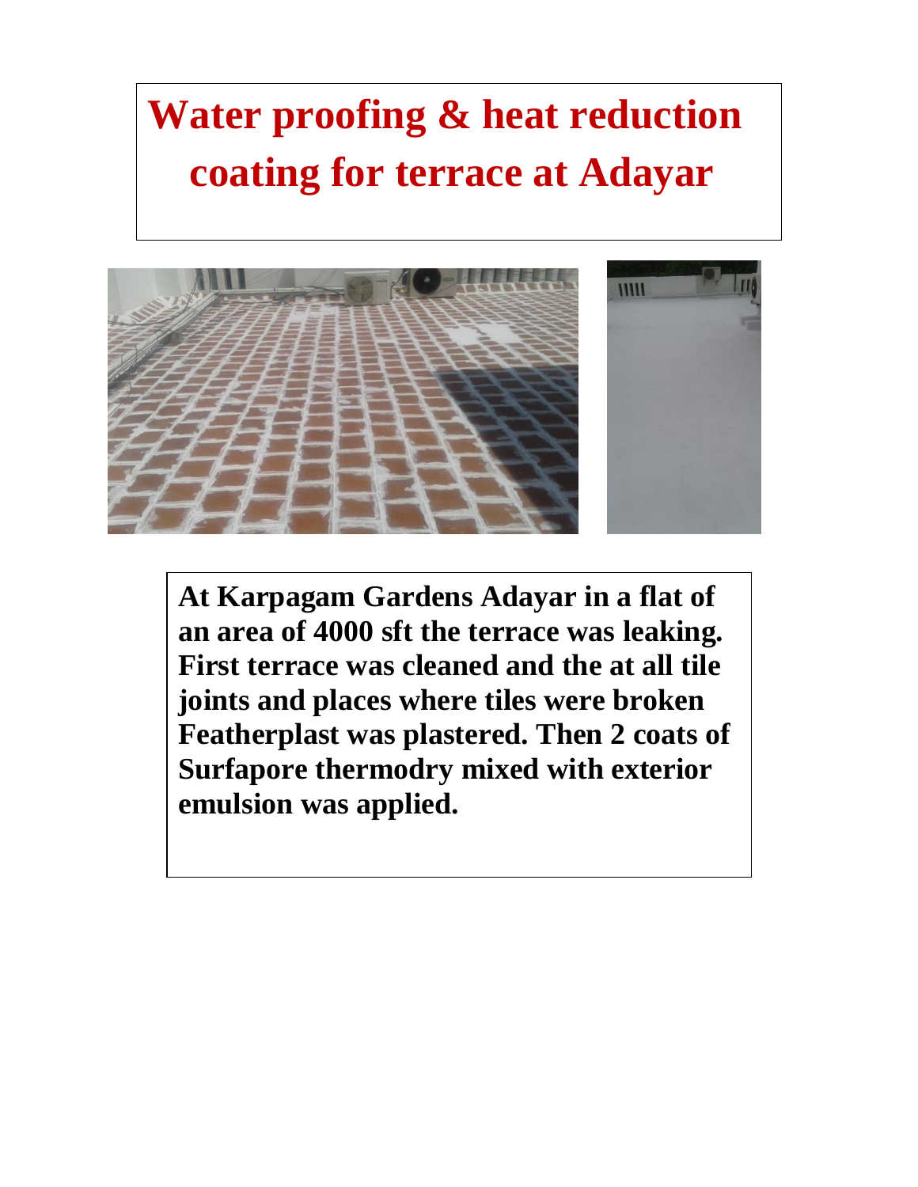# Water proofing & heat reduction coating for terrace at Adayar

**At Karpagam Gardens Adayar in a flat of an area of 4000 sft the terrace was leaking. First terrace was cleaned and the at all tile joints and places where tiles were broken Featherplast was plastered. Then 2 coats of Surfapore thermodry mixed with exterior emulsion was applied.**